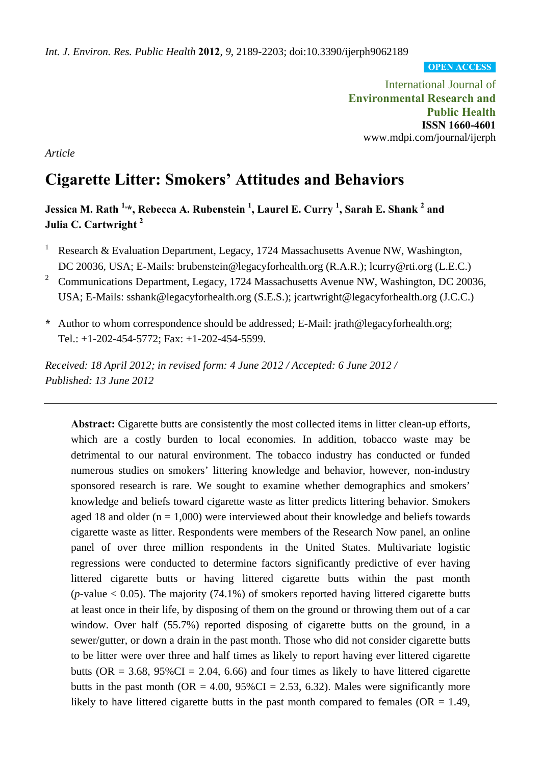*Int. J. Environ. Res. Public Health* **2012**, *9*, 2189-2203; doi:10.3390/ijerph9062189

**OPEN ACCESS**

International Journal of
**Environmental Research and Public Health**
**ISSN 1660-4601**
www.mdpi.com/journal/ijerph

*Article*

# Cigarette Litter: Smokers' Attitudes and Behaviors

**Jessica M. Rath [1,*], Rebecca A. Rubenstein [1], Laurel E. Curry [1], Sarah E. Shank [2] and Julia C. Cartwright [2]**

[1] Research & Evaluation Department, Legacy, 1724 Massachusetts Avenue NW, Washington, DC 20036, USA; E-Mails: brubenstein@legacyforhealth.org (R.A.R.); lcurry@rti.org (L.E.C.)

[2] Communications Department, Legacy, 1724 Massachusetts Avenue NW, Washington, DC 20036, USA; E-Mails: sshank@legacyforhealth.org (S.E.S.); jcartwright@legacyforhealth.org (J.C.C.)

**\*** Author to whom correspondence should be addressed; E-Mail: jrath@legacyforhealth.org; Tel.: +1-202-454-5772; Fax: +1-202-454-5599.

*Received: 18 April 2012; in revised form: 4 June 2012 / Accepted: 6 June 2012 / Published: 13 June 2012*

---

**Abstract:** Cigarette butts are consistently the most collected items in litter clean-up efforts, which are a costly burden to local economies. In addition, tobacco waste may be detrimental to our natural environment. The tobacco industry has conducted or funded numerous studies on smokers' littering knowledge and behavior, however, non-industry sponsored research is rare. We sought to examine whether demographics and smokers' knowledge and beliefs toward cigarette waste as litter predicts littering behavior. Smokers aged 18 and older (n = 1,000) were interviewed about their knowledge and beliefs towards cigarette waste as litter. Respondents were members of the Research Now panel, an online panel of over three million respondents in the United States. Multivariate logistic regressions were conducted to determine factors significantly predictive of ever having littered cigarette butts or having littered cigarette butts within the past month ($p$-value < 0.05). The majority (74.1%) of smokers reported having littered cigarette butts at least once in their life, by disposing of them on the ground or throwing them out of a car window. Over half (55.7%) reported disposing of cigarette butts on the ground, in a sewer/gutter, or down a drain in the past month. Those who did not consider cigarette butts to be litter were over three and half times as likely to report having ever littered cigarette butts (OR = 3.68, 95%CI = 2.04, 6.66) and four times as likely to have littered cigarette butts in the past month (OR = 4.00, 95%CI = 2.53, 6.32). Males were significantly more likely to have littered cigarette butts in the past month compared to females (OR = 1.49,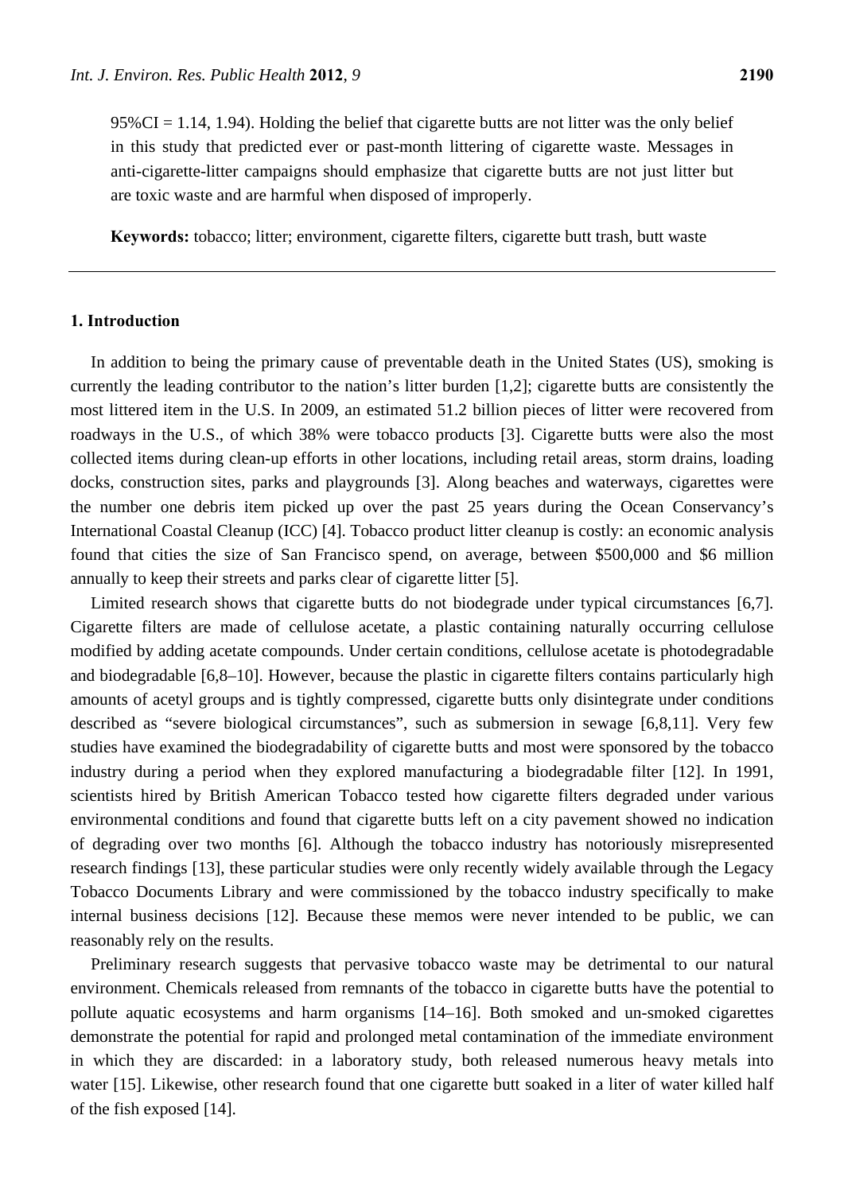95%CI = 1.14, 1.94). Holding the belief that cigarette butts are not litter was the only belief in this study that predicted ever or past-month littering of cigarette waste. Messages in anti-cigarette-litter campaigns should emphasize that cigarette butts are not just litter but are toxic waste and are harmful when disposed of improperly.

**Keywords:** tobacco; litter; environment, cigarette filters, cigarette butt trash, butt waste

---

## 1. Introduction

In addition to being the primary cause of preventable death in the United States (US), smoking is currently the leading contributor to the nation's litter burden [1,2]; cigarette butts are consistently the most littered item in the U.S. In 2009, an estimated 51.2 billion pieces of litter were recovered from roadways in the U.S., of which 38% were tobacco products [3]. Cigarette butts were also the most collected items during clean-up efforts in other locations, including retail areas, storm drains, loading docks, construction sites, parks and playgrounds [3]. Along beaches and waterways, cigarettes were the number one debris item picked up over the past 25 years during the Ocean Conservancy's International Coastal Cleanup (ICC) [4]. Tobacco product litter cleanup is costly: an economic analysis found that cities the size of San Francisco spend, on average, between $500,000 and $6 million annually to keep their streets and parks clear of cigarette litter [5].

Limited research shows that cigarette butts do not biodegrade under typical circumstances [6,7]. Cigarette filters are made of cellulose acetate, a plastic containing naturally occurring cellulose modified by adding acetate compounds. Under certain conditions, cellulose acetate is photodegradable and biodegradable [6,8–10]. However, because the plastic in cigarette filters contains particularly high amounts of acetyl groups and is tightly compressed, cigarette butts only disintegrate under conditions described as "severe biological circumstances", such as submersion in sewage [6,8,11]. Very few studies have examined the biodegradability of cigarette butts and most were sponsored by the tobacco industry during a period when they explored manufacturing a biodegradable filter [12]. In 1991, scientists hired by British American Tobacco tested how cigarette filters degraded under various environmental conditions and found that cigarette butts left on a city pavement showed no indication of degrading over two months [6]. Although the tobacco industry has notoriously misrepresented research findings [13], these particular studies were only recently widely available through the Legacy Tobacco Documents Library and were commissioned by the tobacco industry specifically to make internal business decisions [12]. Because these memos were never intended to be public, we can reasonably rely on the results.

Preliminary research suggests that pervasive tobacco waste may be detrimental to our natural environment. Chemicals released from remnants of the tobacco in cigarette butts have the potential to pollute aquatic ecosystems and harm organisms [14–16]. Both smoked and un-smoked cigarettes demonstrate the potential for rapid and prolonged metal contamination of the immediate environment in which they are discarded: in a laboratory study, both released numerous heavy metals into water [15]. Likewise, other research found that one cigarette butt soaked in a liter of water killed half of the fish exposed [14].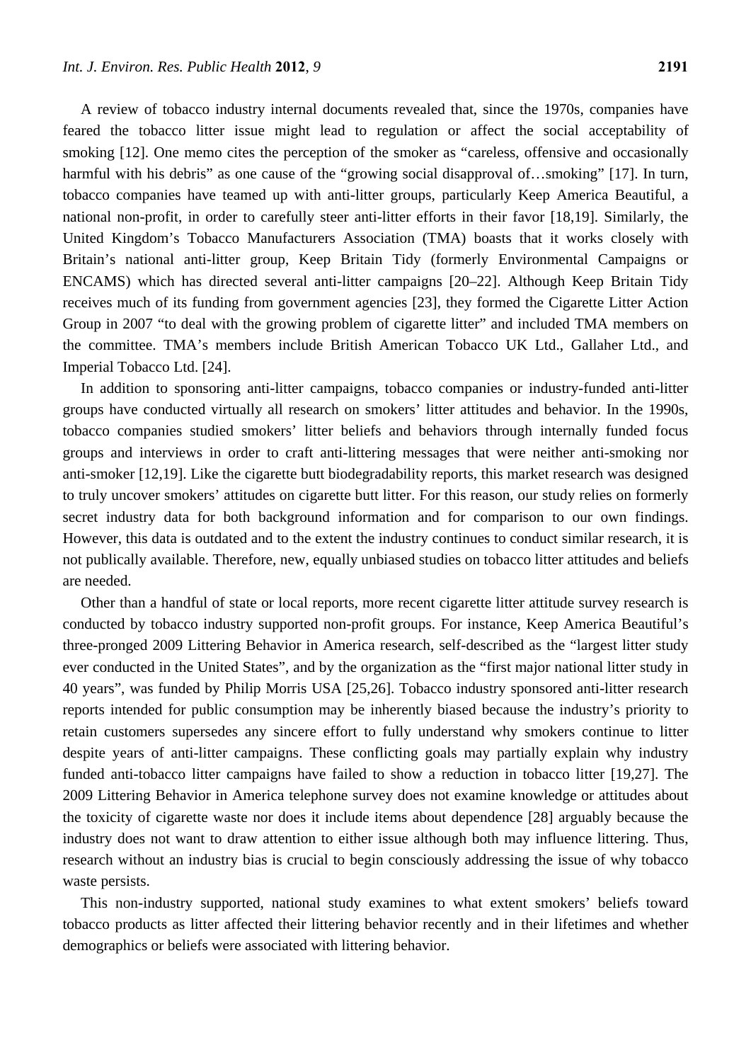A review of tobacco industry internal documents revealed that, since the 1970s, companies have feared the tobacco litter issue might lead to regulation or affect the social acceptability of smoking [12]. One memo cites the perception of the smoker as "careless, offensive and occasionally harmful with his debris" as one cause of the "growing social disapproval of…smoking" [17]. In turn, tobacco companies have teamed up with anti-litter groups, particularly Keep America Beautiful, a national non-profit, in order to carefully steer anti-litter efforts in their favor [18,19]. Similarly, the United Kingdom's Tobacco Manufacturers Association (TMA) boasts that it works closely with Britain's national anti-litter group, Keep Britain Tidy (formerly Environmental Campaigns or ENCAMS) which has directed several anti-litter campaigns [20–22]. Although Keep Britain Tidy receives much of its funding from government agencies [23], they formed the Cigarette Litter Action Group in 2007 "to deal with the growing problem of cigarette litter" and included TMA members on the committee. TMA's members include British American Tobacco UK Ltd., Gallaher Ltd., and Imperial Tobacco Ltd. [24].

In addition to sponsoring anti-litter campaigns, tobacco companies or industry-funded anti-litter groups have conducted virtually all research on smokers' litter attitudes and behavior. In the 1990s, tobacco companies studied smokers' litter beliefs and behaviors through internally funded focus groups and interviews in order to craft anti-littering messages that were neither anti-smoking nor anti-smoker [12,19]. Like the cigarette butt biodegradability reports, this market research was designed to truly uncover smokers' attitudes on cigarette butt litter. For this reason, our study relies on formerly secret industry data for both background information and for comparison to our own findings. However, this data is outdated and to the extent the industry continues to conduct similar research, it is not publically available. Therefore, new, equally unbiased studies on tobacco litter attitudes and beliefs are needed.

Other than a handful of state or local reports, more recent cigarette litter attitude survey research is conducted by tobacco industry supported non-profit groups. For instance, Keep America Beautiful's three-pronged 2009 Littering Behavior in America research, self-described as the "largest litter study ever conducted in the United States", and by the organization as the "first major national litter study in 40 years", was funded by Philip Morris USA [25,26]. Tobacco industry sponsored anti-litter research reports intended for public consumption may be inherently biased because the industry's priority to retain customers supersedes any sincere effort to fully understand why smokers continue to litter despite years of anti-litter campaigns. These conflicting goals may partially explain why industry funded anti-tobacco litter campaigns have failed to show a reduction in tobacco litter [19,27]. The 2009 Littering Behavior in America telephone survey does not examine knowledge or attitudes about the toxicity of cigarette waste nor does it include items about dependence [28] arguably because the industry does not want to draw attention to either issue although both may influence littering. Thus, research without an industry bias is crucial to begin consciously addressing the issue of why tobacco waste persists.

This non-industry supported, national study examines to what extent smokers' beliefs toward tobacco products as litter affected their littering behavior recently and in their lifetimes and whether demographics or beliefs were associated with littering behavior.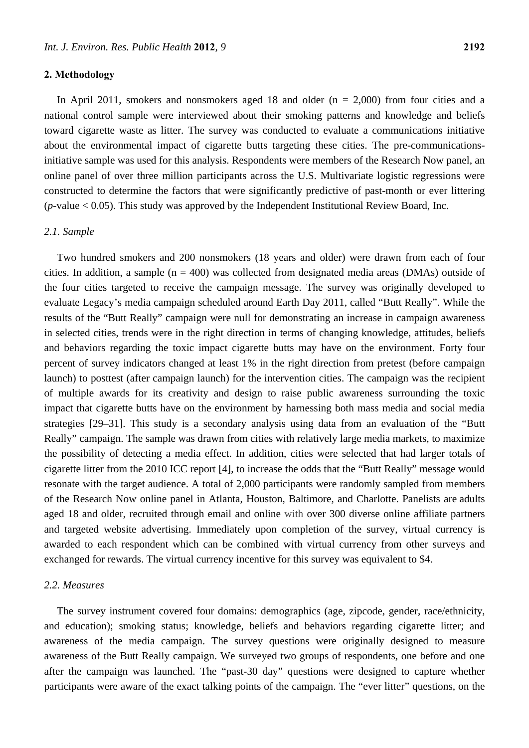## 2. Methodology

In April 2011, smokers and nonsmokers aged 18 and older (n = 2,000) from four cities and a national control sample were interviewed about their smoking patterns and knowledge and beliefs toward cigarette waste as litter. The survey was conducted to evaluate a communications initiative about the environmental impact of cigarette butts targeting these cities. The pre-communications-initiative sample was used for this analysis. Respondents were members of the Research Now panel, an online panel of over three million participants across the U.S. Multivariate logistic regressions were constructed to determine the factors that were significantly predictive of past-month or ever littering ($p$-value < 0.05). This study was approved by the Independent Institutional Review Board, Inc.

### *2.1. Sample*

Two hundred smokers and 200 nonsmokers (18 years and older) were drawn from each of four cities. In addition, a sample (n = 400) was collected from designated media areas (DMAs) outside of the four cities targeted to receive the campaign message. The survey was originally developed to evaluate Legacy's media campaign scheduled around Earth Day 2011, called "Butt Really". While the results of the "Butt Really" campaign were null for demonstrating an increase in campaign awareness in selected cities, trends were in the right direction in terms of changing knowledge, attitudes, beliefs and behaviors regarding the toxic impact cigarette butts may have on the environment. Forty four percent of survey indicators changed at least 1% in the right direction from pretest (before campaign launch) to posttest (after campaign launch) for the intervention cities. The campaign was the recipient of multiple awards for its creativity and design to raise public awareness surrounding the toxic impact that cigarette butts have on the environment by harnessing both mass media and social media strategies [29–31]. This study is a secondary analysis using data from an evaluation of the "Butt Really" campaign. The sample was drawn from cities with relatively large media markets, to maximize the possibility of detecting a media effect. In addition, cities were selected that had larger totals of cigarette litter from the 2010 ICC report [4], to increase the odds that the "Butt Really" message would resonate with the target audience. A total of 2,000 participants were randomly sampled from members of the Research Now online panel in Atlanta, Houston, Baltimore, and Charlotte. Panelists are adults aged 18 and older, recruited through email and online with over 300 diverse online affiliate partners and targeted website advertising. Immediately upon completion of the survey, virtual currency is awarded to each respondent which can be combined with virtual currency from other surveys and exchanged for rewards. The virtual currency incentive for this survey was equivalent to $4.

### *2.2. Measures*

The survey instrument covered four domains: demographics (age, zipcode, gender, race/ethnicity, and education); smoking status; knowledge, beliefs and behaviors regarding cigarette litter; and awareness of the media campaign. The survey questions were originally designed to measure awareness of the Butt Really campaign. We surveyed two groups of respondents, one before and one after the campaign was launched. The "past-30 day" questions were designed to capture whether participants were aware of the exact talking points of the campaign. The "ever litter" questions, on the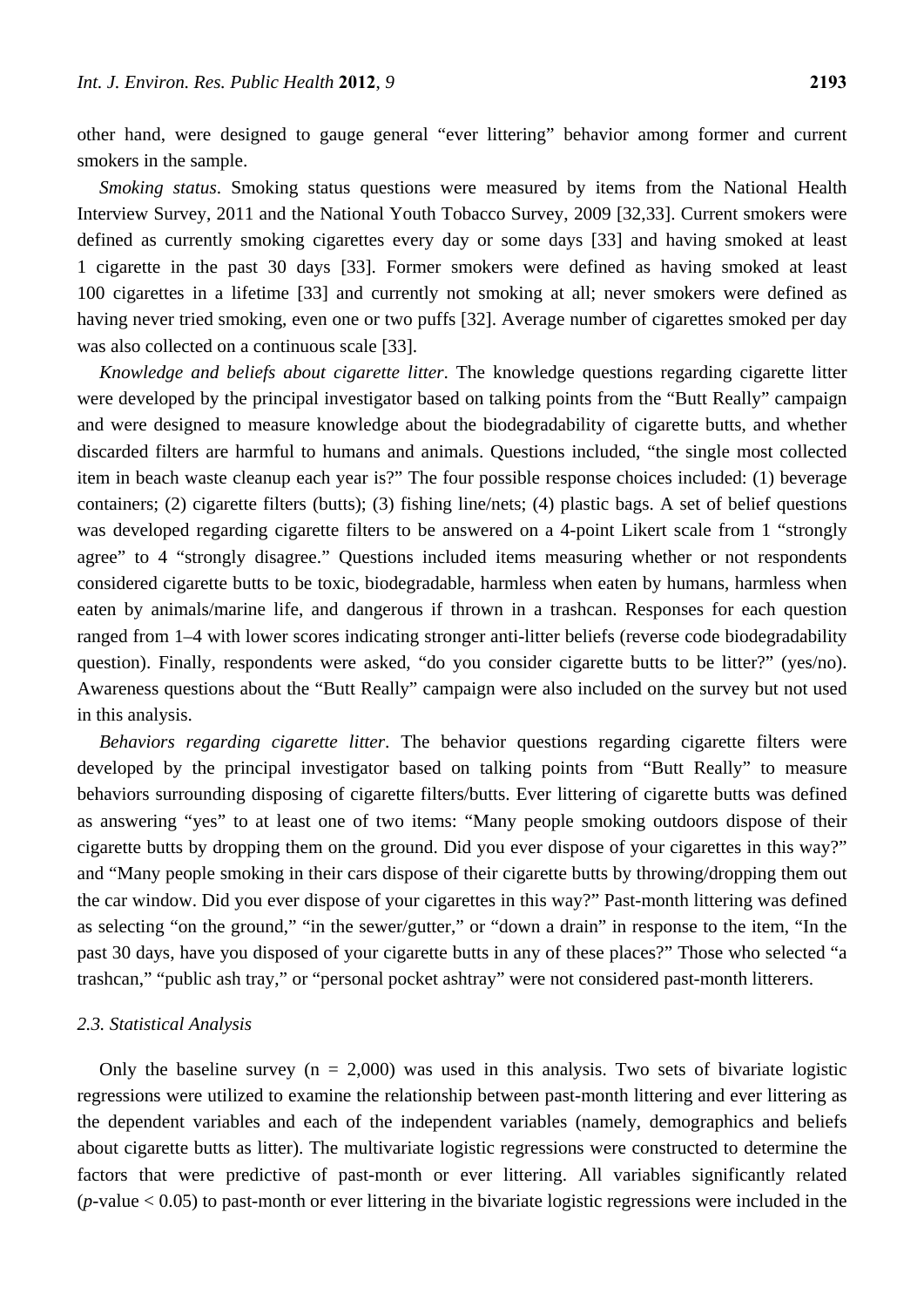other hand, were designed to gauge general "ever littering" behavior among former and current smokers in the sample.

*Smoking status*. Smoking status questions were measured by items from the National Health Interview Survey, 2011 and the National Youth Tobacco Survey, 2009 [32,33]. Current smokers were defined as currently smoking cigarettes every day or some days [33] and having smoked at least 1 cigarette in the past 30 days [33]. Former smokers were defined as having smoked at least 100 cigarettes in a lifetime [33] and currently not smoking at all; never smokers were defined as having never tried smoking, even one or two puffs [32]. Average number of cigarettes smoked per day was also collected on a continuous scale [33].

*Knowledge and beliefs about cigarette litter*. The knowledge questions regarding cigarette litter were developed by the principal investigator based on talking points from the "Butt Really" campaign and were designed to measure knowledge about the biodegradability of cigarette butts, and whether discarded filters are harmful to humans and animals. Questions included, "the single most collected item in beach waste cleanup each year is?" The four possible response choices included: (1) beverage containers; (2) cigarette filters (butts); (3) fishing line/nets; (4) plastic bags. A set of belief questions was developed regarding cigarette filters to be answered on a 4-point Likert scale from 1 "strongly agree" to 4 "strongly disagree." Questions included items measuring whether or not respondents considered cigarette butts to be toxic, biodegradable, harmless when eaten by humans, harmless when eaten by animals/marine life, and dangerous if thrown in a trashcan. Responses for each question ranged from 1–4 with lower scores indicating stronger anti-litter beliefs (reverse code biodegradability question). Finally, respondents were asked, "do you consider cigarette butts to be litter?" (yes/no). Awareness questions about the "Butt Really" campaign were also included on the survey but not used in this analysis.

*Behaviors regarding cigarette litter*. The behavior questions regarding cigarette filters were developed by the principal investigator based on talking points from "Butt Really" to measure behaviors surrounding disposing of cigarette filters/butts. Ever littering of cigarette butts was defined as answering "yes" to at least one of two items: "Many people smoking outdoors dispose of their cigarette butts by dropping them on the ground. Did you ever dispose of your cigarettes in this way?" and "Many people smoking in their cars dispose of their cigarette butts by throwing/dropping them out the car window. Did you ever dispose of your cigarettes in this way?" Past-month littering was defined as selecting "on the ground," "in the sewer/gutter," or "down a drain" in response to the item, "In the past 30 days, have you disposed of your cigarette butts in any of these places?" Those who selected "a trashcan," "public ash tray," or "personal pocket ashtray" were not considered past-month litterers.

### 2.3. Statistical Analysis

Only the baseline survey (n = 2,000) was used in this analysis. Two sets of bivariate logistic regressions were utilized to examine the relationship between past-month littering and ever littering as the dependent variables and each of the independent variables (namely, demographics and beliefs about cigarette butts as litter). The multivariate logistic regressions were constructed to determine the factors that were predictive of past-month or ever littering. All variables significantly related ($p$-value < 0.05) to past-month or ever littering in the bivariate logistic regressions were included in the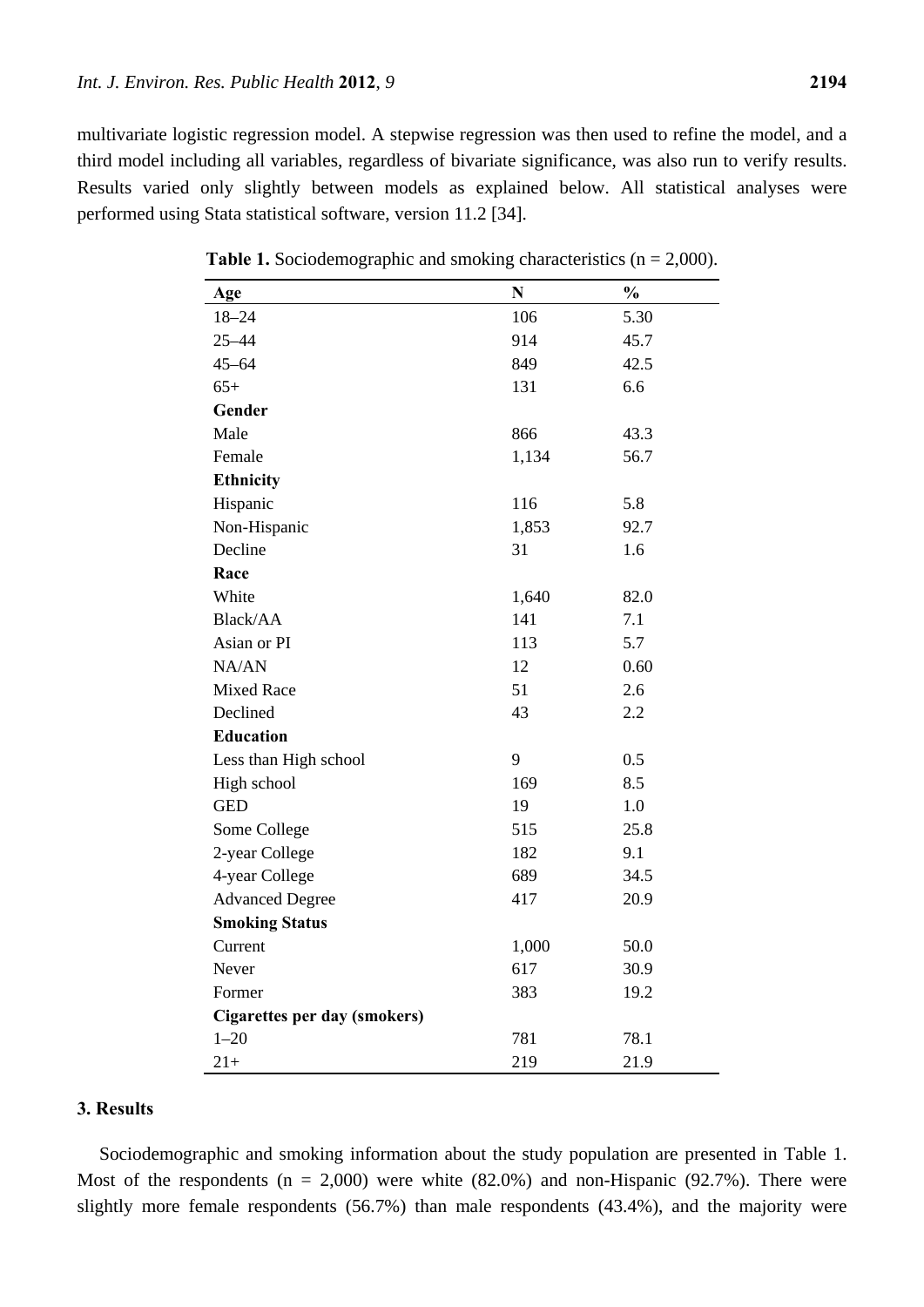multivariate logistic regression model. A stepwise regression was then used to refine the model, and a third model including all variables, regardless of bivariate significance, was also run to verify results. Results varied only slightly between models as explained below. All statistical analyses were performed using Stata statistical software, version 11.2 [34].

**Table 1.** Sociodemographic and smoking characteristics (n = 2,000).

| Age | N | % |
|---|---|---|
| 18–24 | 106 | 5.30 |
| 25–44 | 914 | 45.7 |
| 45–64 | 849 | 42.5 |
| 65+ | 131 | 6.6 |
| **Gender** | | |
| Male | 866 | 43.3 |
| Female | 1,134 | 56.7 |
| **Ethnicity** | | |
| Hispanic | 116 | 5.8 |
| Non-Hispanic | 1,853 | 92.7 |
| Decline | 31 | 1.6 |
| **Race** | | |
| White | 1,640 | 82.0 |
| Black/AA | 141 | 7.1 |
| Asian or PI | 113 | 5.7 |
| NA/AN | 12 | 0.60 |
| Mixed Race | 51 | 2.6 |
| Declined | 43 | 2.2 |
| **Education** | | |
| Less than High school | 9 | 0.5 |
| High school | 169 | 8.5 |
| GED | 19 | 1.0 |
| Some College | 515 | 25.8 |
| 2-year College | 182 | 9.1 |
| 4-year College | 689 | 34.5 |
| Advanced Degree | 417 | 20.9 |
| **Smoking Status** | | |
| Current | 1,000 | 50.0 |
| Never | 617 | 30.9 |
| Former | 383 | 19.2 |
| **Cigarettes per day (smokers)** | | |
| 1–20 | 781 | 78.1 |
| 21+ | 219 | 21.9 |

## 3. Results

Sociodemographic and smoking information about the study population are presented in Table 1. Most of the respondents (n = 2,000) were white (82.0%) and non-Hispanic (92.7%). There were slightly more female respondents (56.7%) than male respondents (43.4%), and the majority were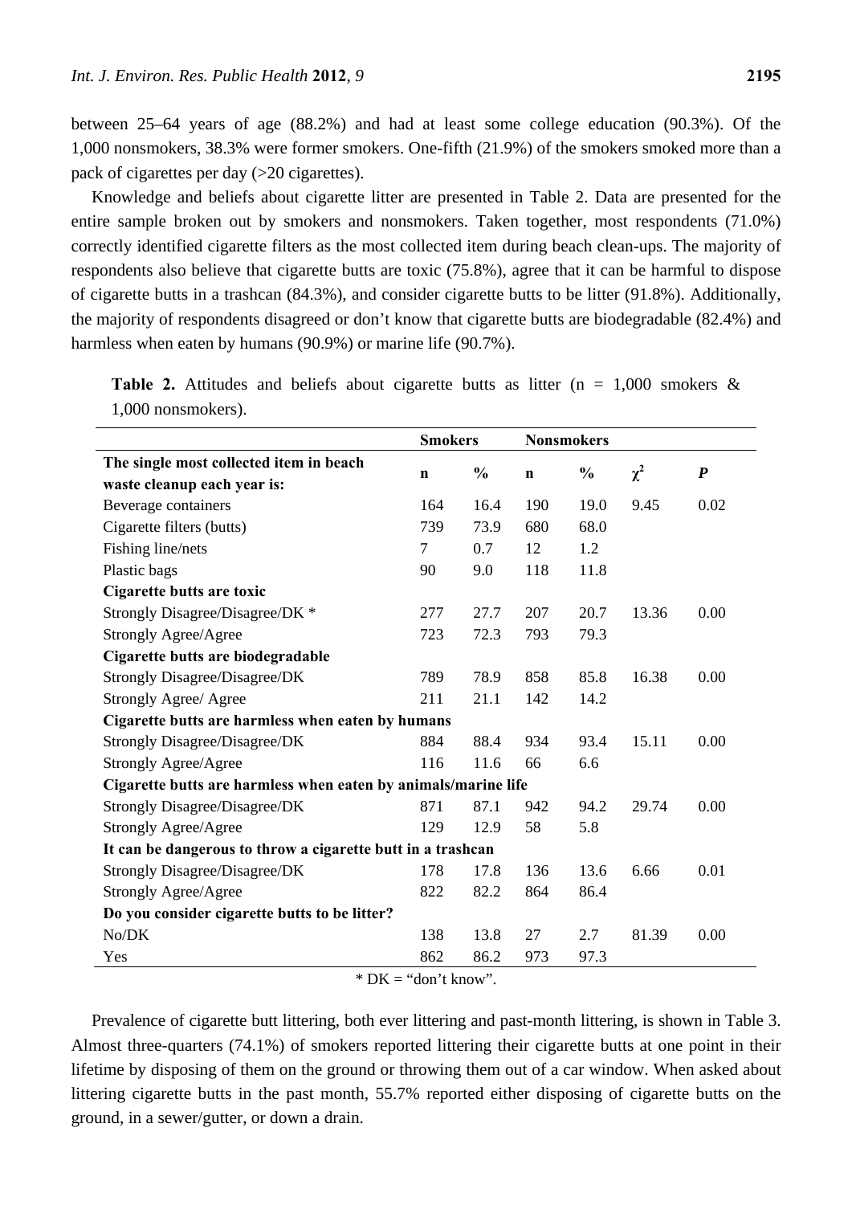between 25–64 years of age (88.2%) and had at least some college education (90.3%). Of the 1,000 nonsmokers, 38.3% were former smokers. One-fifth (21.9%) of the smokers smoked more than a pack of cigarettes per day (>20 cigarettes).

Knowledge and beliefs about cigarette litter are presented in Table 2. Data are presented for the entire sample broken out by smokers and nonsmokers. Taken together, most respondents (71.0%) correctly identified cigarette filters as the most collected item during beach clean-ups. The majority of respondents also believe that cigarette butts are toxic (75.8%), agree that it can be harmful to dispose of cigarette butts in a trashcan (84.3%), and consider cigarette butts to be litter (91.8%). Additionally, the majority of respondents disagreed or don't know that cigarette butts are biodegradable (82.4%) and harmless when eaten by humans (90.9%) or marine life (90.7%).

**Table 2.** Attitudes and beliefs about cigarette butts as litter (n = 1,000 smokers & 1,000 nonsmokers).

| | **Smokers** | | **Nonsmokers** | | | |
|---|---|---|---|---|---|---|
| **The single most collected item in beach waste cleanup each year is:** | **n** | **%** | **n** | **%** | $\chi^2$ | ***P*** |
| Beverage containers | 164 | 16.4 | 190 | 19.0 | 9.45 | 0.02 |
| Cigarette filters (butts) | 739 | 73.9 | 680 | 68.0 | | |
| Fishing line/nets | 7 | 0.7 | 12 | 1.2 | | |
| Plastic bags | 90 | 9.0 | 118 | 11.8 | | |
| **Cigarette butts are toxic** | | | | | | |
| Strongly Disagree/Disagree/DK * | 277 | 27.7 | 207 | 20.7 | 13.36 | 0.00 |
| Strongly Agree/Agree | 723 | 72.3 | 793 | 79.3 | | |
| **Cigarette butts are biodegradable** | | | | | | |
| Strongly Disagree/Disagree/DK | 789 | 78.9 | 858 | 85.8 | 16.38 | 0.00 |
| Strongly Agree/ Agree | 211 | 21.1 | 142 | 14.2 | | |
| **Cigarette butts are harmless when eaten by humans** | | | | | | |
| Strongly Disagree/Disagree/DK | 884 | 88.4 | 934 | 93.4 | 15.11 | 0.00 |
| Strongly Agree/Agree | 116 | 11.6 | 66 | 6.6 | | |
| **Cigarette butts are harmless when eaten by animals/marine life** | | | | | | |
| Strongly Disagree/Disagree/DK | 871 | 87.1 | 942 | 94.2 | 29.74 | 0.00 |
| Strongly Agree/Agree | 129 | 12.9 | 58 | 5.8 | | |
| **It can be dangerous to throw a cigarette butt in a trashcan** | | | | | | |
| Strongly Disagree/Disagree/DK | 178 | 17.8 | 136 | 13.6 | 6.66 | 0.01 |
| Strongly Agree/Agree | 822 | 82.2 | 864 | 86.4 | | |
| **Do you consider cigarette butts to be litter?** | | | | | | |
| No/DK | 138 | 13.8 | 27 | 2.7 | 81.39 | 0.00 |
| Yes | 862 | 86.2 | 973 | 97.3 | | |

\* DK = "don't know".

Prevalence of cigarette butt littering, both ever littering and past-month littering, is shown in Table 3. Almost three-quarters (74.1%) of smokers reported littering their cigarette butts at one point in their lifetime by disposing of them on the ground or throwing them out of a car window. When asked about littering cigarette butts in the past month, 55.7% reported either disposing of cigarette butts on the ground, in a sewer/gutter, or down a drain.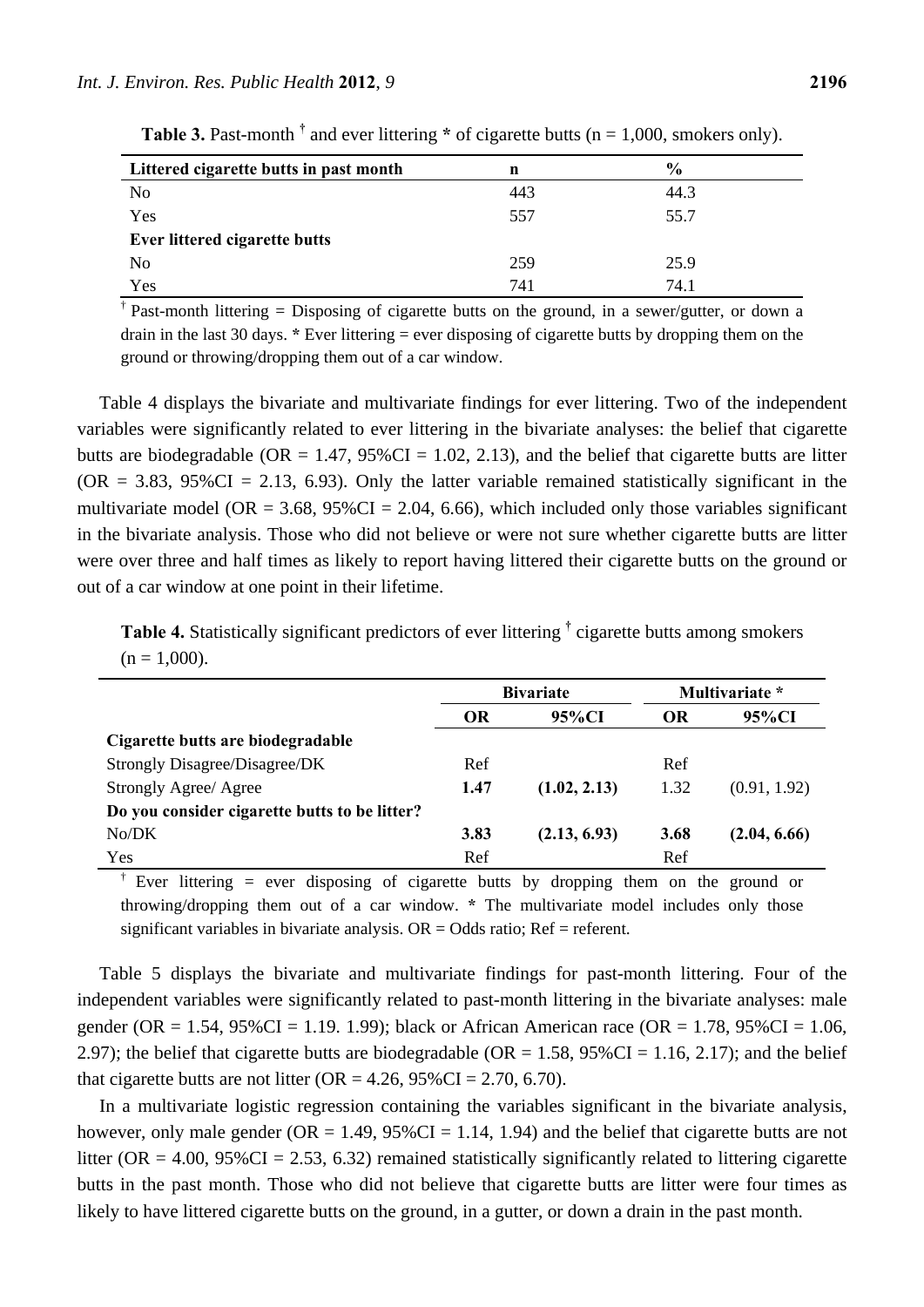**Table 3.** Past-month † and ever littering * of cigarette butts (n = 1,000, smokers only).

| Littered cigarette butts in past month | n | % |
|---|---|---|
| No | 443 | 44.3 |
| Yes | 557 | 55.7 |
| **Ever littered cigarette butts** | | |
| No | 259 | 25.9 |
| Yes | 741 | 74.1 |

† Past-month littering = Disposing of cigarette butts on the ground, in a sewer/gutter, or down a drain in the last 30 days. * Ever littering = ever disposing of cigarette butts by dropping them on the ground or throwing/dropping them out of a car window.

Table 4 displays the bivariate and multivariate findings for ever littering. Two of the independent variables were significantly related to ever littering in the bivariate analyses: the belief that cigarette butts are biodegradable (OR = 1.47, 95%CI = 1.02, 2.13), and the belief that cigarette butts are litter (OR = 3.83, 95%CI = 2.13, 6.93). Only the latter variable remained statistically significant in the multivariate model (OR = 3.68, 95%CI = 2.04, 6.66), which included only those variables significant in the bivariate analysis. Those who did not believe or were not sure whether cigarette butts are litter were over three and half times as likely to report having littered their cigarette butts on the ground or out of a car window at one point in their lifetime.

**Table 4.** Statistically significant predictors of ever littering † cigarette butts among smokers (n = 1,000).

| | Bivariate | | Multivariate * | |
|---|---|---|---|---|
| | **OR** | **95%CI** | **OR** | **95%CI** |
| **Cigarette butts are biodegradable** | | | | |
| Strongly Disagree/Disagree/DK | Ref | | Ref | |
| Strongly Agree/ Agree | **1.47** | **(1.02, 2.13)** | 1.32 | (0.91, 1.92) |
| **Do you consider cigarette butts to be litter?** | | | | |
| No/DK | **3.83** | **(2.13, 6.93)** | **3.68** | **(2.04, 6.66)** |
| Yes | Ref | | Ref | |

† Ever littering = ever disposing of cigarette butts by dropping them on the ground or throwing/dropping them out of a car window. * The multivariate model includes only those significant variables in bivariate analysis. OR = Odds ratio; Ref = referent.

Table 5 displays the bivariate and multivariate findings for past-month littering. Four of the independent variables were significantly related to past-month littering in the bivariate analyses: male gender (OR = 1.54, 95%CI = 1.19. 1.99); black or African American race (OR = 1.78, 95%CI = 1.06, 2.97); the belief that cigarette butts are biodegradable (OR = 1.58, 95%CI = 1.16, 2.17); and the belief that cigarette butts are not litter (OR = 4.26, 95%CI = 2.70, 6.70).

In a multivariate logistic regression containing the variables significant in the bivariate analysis, however, only male gender (OR = 1.49, 95%CI = 1.14, 1.94) and the belief that cigarette butts are not litter (OR = 4.00, 95%CI = 2.53, 6.32) remained statistically significantly related to littering cigarette butts in the past month. Those who did not believe that cigarette butts are litter were four times as likely to have littered cigarette butts on the ground, in a gutter, or down a drain in the past month.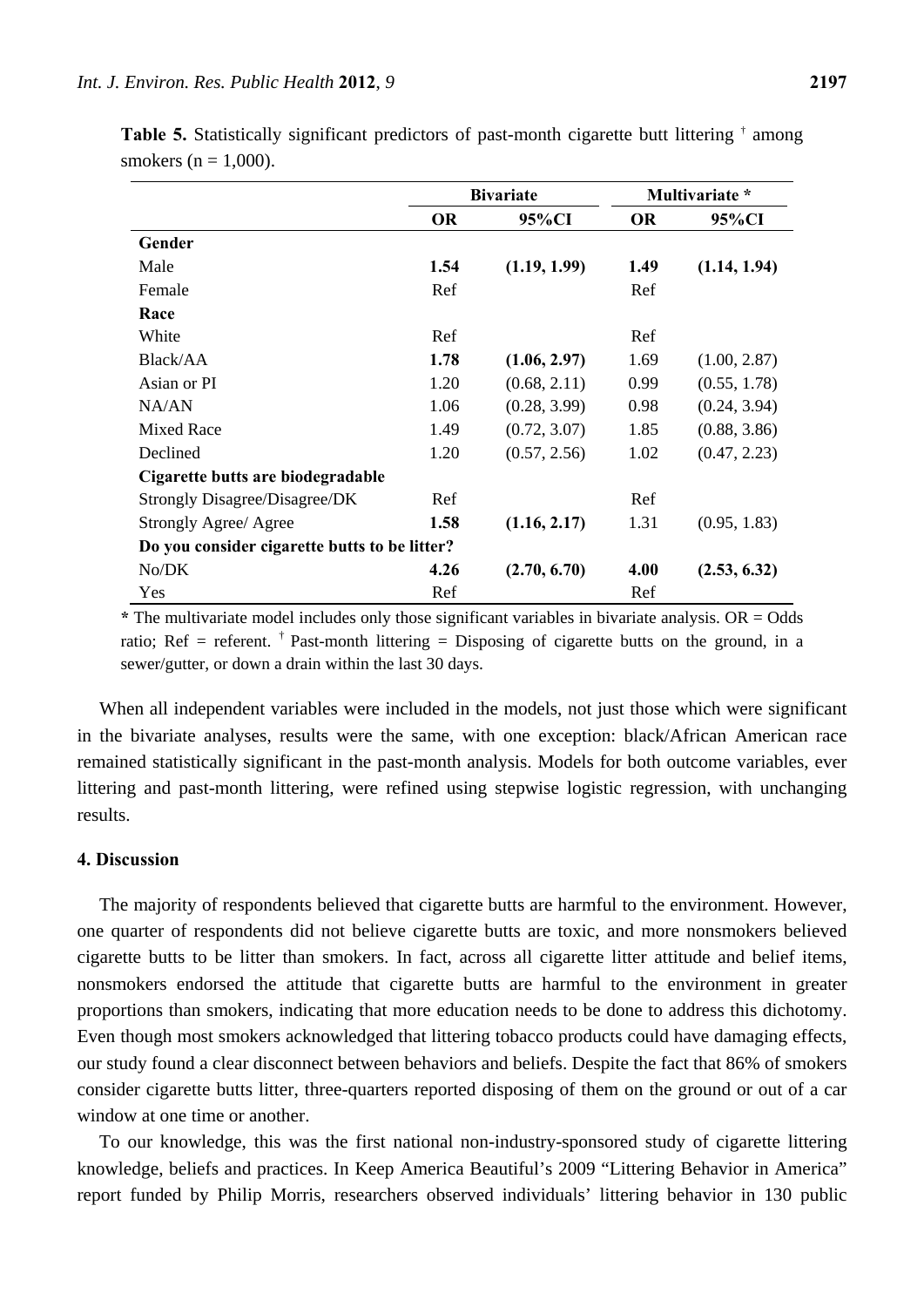**Table 5.** Statistically significant predictors of past-month cigarette butt littering † among smokers (n = 1,000).

| | Bivariate | | Multivariate * | |
|---|---|---|---|---|
| | **OR** | **95%CI** | **OR** | **95%CI** |
| **Gender** | | | | |
| Male | **1.54** | **(1.19, 1.99)** | **1.49** | **(1.14, 1.94)** |
| Female | Ref | | Ref | |
| **Race** | | | | |
| White | Ref | | Ref | |
| Black/AA | **1.78** | **(1.06, 2.97)** | 1.69 | (1.00, 2.87) |
| Asian or PI | 1.20 | (0.68, 2.11) | 0.99 | (0.55, 1.78) |
| NA/AN | 1.06 | (0.28, 3.99) | 0.98 | (0.24, 3.94) |
| Mixed Race | 1.49 | (0.72, 3.07) | 1.85 | (0.88, 3.86) |
| Declined | 1.20 | (0.57, 2.56) | 1.02 | (0.47, 2.23) |
| **Cigarette butts are biodegradable** | | | | |
| Strongly Disagree/Disagree/DK | Ref | | Ref | |
| Strongly Agree/ Agree | **1.58** | **(1.16, 2.17)** | 1.31 | (0.95, 1.83) |
| **Do you consider cigarette butts to be litter?** | | | | |
| No/DK | **4.26** | **(2.70, 6.70)** | **4.00** | **(2.53, 6.32)** |
| Yes | Ref | | Ref | |

* The multivariate model includes only those significant variables in bivariate analysis. OR = Odds ratio; Ref = referent. † Past-month littering = Disposing of cigarette butts on the ground, in a sewer/gutter, or down a drain within the last 30 days.

When all independent variables were included in the models, not just those which were significant in the bivariate analyses, results were the same, with one exception: black/African American race remained statistically significant in the past-month analysis. Models for both outcome variables, ever littering and past-month littering, were refined using stepwise logistic regression, with unchanging results.

## 4. Discussion

The majority of respondents believed that cigarette butts are harmful to the environment. However, one quarter of respondents did not believe cigarette butts are toxic, and more nonsmokers believed cigarette butts to be litter than smokers. In fact, across all cigarette litter attitude and belief items, nonsmokers endorsed the attitude that cigarette butts are harmful to the environment in greater proportions than smokers, indicating that more education needs to be done to address this dichotomy. Even though most smokers acknowledged that littering tobacco products could have damaging effects, our study found a clear disconnect between behaviors and beliefs. Despite the fact that 86% of smokers consider cigarette butts litter, three-quarters reported disposing of them on the ground or out of a car window at one time or another.

To our knowledge, this was the first national non-industry-sponsored study of cigarette littering knowledge, beliefs and practices. In Keep America Beautiful's 2009 "Littering Behavior in America" report funded by Philip Morris, researchers observed individuals' littering behavior in 130 public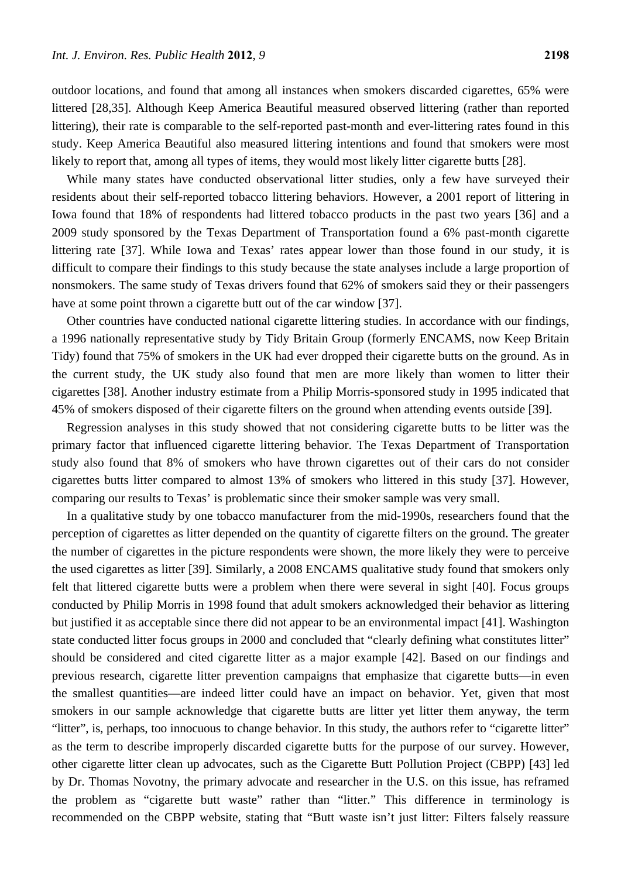outdoor locations, and found that among all instances when smokers discarded cigarettes, 65% were littered [28,35]. Although Keep America Beautiful measured observed littering (rather than reported littering), their rate is comparable to the self-reported past-month and ever-littering rates found in this study. Keep America Beautiful also measured littering intentions and found that smokers were most likely to report that, among all types of items, they would most likely litter cigarette butts [28].

While many states have conducted observational litter studies, only a few have surveyed their residents about their self-reported tobacco littering behaviors. However, a 2001 report of littering in Iowa found that 18% of respondents had littered tobacco products in the past two years [36] and a 2009 study sponsored by the Texas Department of Transportation found a 6% past-month cigarette littering rate [37]. While Iowa and Texas' rates appear lower than those found in our study, it is difficult to compare their findings to this study because the state analyses include a large proportion of nonsmokers. The same study of Texas drivers found that 62% of smokers said they or their passengers have at some point thrown a cigarette butt out of the car window [37].

Other countries have conducted national cigarette littering studies. In accordance with our findings, a 1996 nationally representative study by Tidy Britain Group (formerly ENCAMS, now Keep Britain Tidy) found that 75% of smokers in the UK had ever dropped their cigarette butts on the ground. As in the current study, the UK study also found that men are more likely than women to litter their cigarettes [38]. Another industry estimate from a Philip Morris-sponsored study in 1995 indicated that 45% of smokers disposed of their cigarette filters on the ground when attending events outside [39].

Regression analyses in this study showed that not considering cigarette butts to be litter was the primary factor that influenced cigarette littering behavior. The Texas Department of Transportation study also found that 8% of smokers who have thrown cigarettes out of their cars do not consider cigarettes butts litter compared to almost 13% of smokers who littered in this study [37]. However, comparing our results to Texas' is problematic since their smoker sample was very small.

In a qualitative study by one tobacco manufacturer from the mid-1990s, researchers found that the perception of cigarettes as litter depended on the quantity of cigarette filters on the ground. The greater the number of cigarettes in the picture respondents were shown, the more likely they were to perceive the used cigarettes as litter [39]. Similarly, a 2008 ENCAMS qualitative study found that smokers only felt that littered cigarette butts were a problem when there were several in sight [40]. Focus groups conducted by Philip Morris in 1998 found that adult smokers acknowledged their behavior as littering but justified it as acceptable since there did not appear to be an environmental impact [41]. Washington state conducted litter focus groups in 2000 and concluded that "clearly defining what constitutes litter" should be considered and cited cigarette litter as a major example [42]. Based on our findings and previous research, cigarette litter prevention campaigns that emphasize that cigarette butts—in even the smallest quantities—are indeed litter could have an impact on behavior. Yet, given that most smokers in our sample acknowledge that cigarette butts are litter yet litter them anyway, the term "litter", is, perhaps, too innocuous to change behavior. In this study, the authors refer to "cigarette litter" as the term to describe improperly discarded cigarette butts for the purpose of our survey. However, other cigarette litter clean up advocates, such as the Cigarette Butt Pollution Project (CBPP) [43] led by Dr. Thomas Novotny, the primary advocate and researcher in the U.S. on this issue, has reframed the problem as "cigarette butt waste" rather than "litter." This difference in terminology is recommended on the CBPP website, stating that "Butt waste isn't just litter: Filters falsely reassure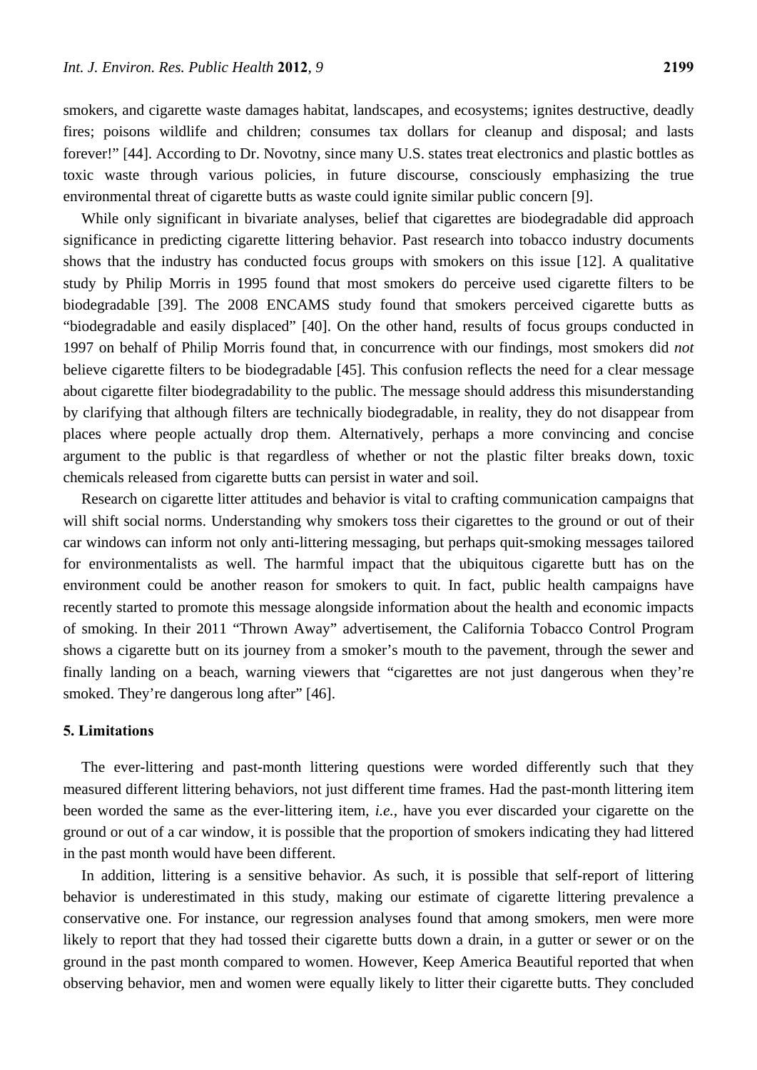smokers, and cigarette waste damages habitat, landscapes, and ecosystems; ignites destructive, deadly fires; poisons wildlife and children; consumes tax dollars for cleanup and disposal; and lasts forever!" [44]. According to Dr. Novotny, since many U.S. states treat electronics and plastic bottles as toxic waste through various policies, in future discourse, consciously emphasizing the true environmental threat of cigarette butts as waste could ignite similar public concern [9].

While only significant in bivariate analyses, belief that cigarettes are biodegradable did approach significance in predicting cigarette littering behavior. Past research into tobacco industry documents shows that the industry has conducted focus groups with smokers on this issue [12]. A qualitative study by Philip Morris in 1995 found that most smokers do perceive used cigarette filters to be biodegradable [39]. The 2008 ENCAMS study found that smokers perceived cigarette butts as "biodegradable and easily displaced" [40]. On the other hand, results of focus groups conducted in 1997 on behalf of Philip Morris found that, in concurrence with our findings, most smokers did *not* believe cigarette filters to be biodegradable [45]. This confusion reflects the need for a clear message about cigarette filter biodegradability to the public. The message should address this misunderstanding by clarifying that although filters are technically biodegradable, in reality, they do not disappear from places where people actually drop them. Alternatively, perhaps a more convincing and concise argument to the public is that regardless of whether or not the plastic filter breaks down, toxic chemicals released from cigarette butts can persist in water and soil.

Research on cigarette litter attitudes and behavior is vital to crafting communication campaigns that will shift social norms. Understanding why smokers toss their cigarettes to the ground or out of their car windows can inform not only anti-littering messaging, but perhaps quit-smoking messages tailored for environmentalists as well. The harmful impact that the ubiquitous cigarette butt has on the environment could be another reason for smokers to quit. In fact, public health campaigns have recently started to promote this message alongside information about the health and economic impacts of smoking. In their 2011 "Thrown Away" advertisement, the California Tobacco Control Program shows a cigarette butt on its journey from a smoker's mouth to the pavement, through the sewer and finally landing on a beach, warning viewers that "cigarettes are not just dangerous when they're smoked. They're dangerous long after" [46].

## 5. Limitations

The ever-littering and past-month littering questions were worded differently such that they measured different littering behaviors, not just different time frames. Had the past-month littering item been worded the same as the ever-littering item, *i.e.*, have you ever discarded your cigarette on the ground or out of a car window, it is possible that the proportion of smokers indicating they had littered in the past month would have been different.

In addition, littering is a sensitive behavior. As such, it is possible that self-report of littering behavior is underestimated in this study, making our estimate of cigarette littering prevalence a conservative one. For instance, our regression analyses found that among smokers, men were more likely to report that they had tossed their cigarette butts down a drain, in a gutter or sewer or on the ground in the past month compared to women. However, Keep America Beautiful reported that when observing behavior, men and women were equally likely to litter their cigarette butts. They concluded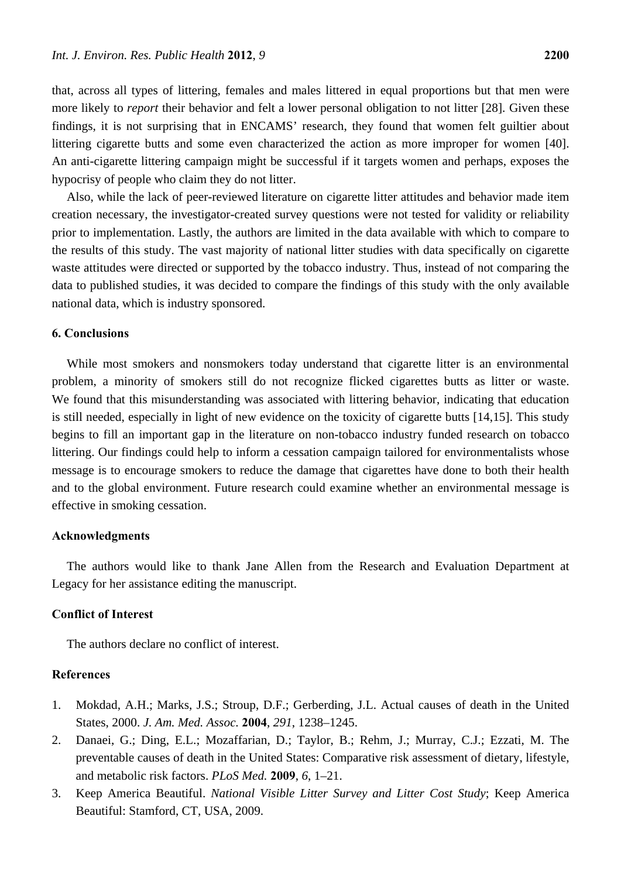that, across all types of littering, females and males littered in equal proportions but that men were more likely to *report* their behavior and felt a lower personal obligation to not litter [28]. Given these findings, it is not surprising that in ENCAMS' research, they found that women felt guiltier about littering cigarette butts and some even characterized the action as more improper for women [40]. An anti-cigarette littering campaign might be successful if it targets women and perhaps, exposes the hypocrisy of people who claim they do not litter.

Also, while the lack of peer-reviewed literature on cigarette litter attitudes and behavior made item creation necessary, the investigator-created survey questions were not tested for validity or reliability prior to implementation. Lastly, the authors are limited in the data available with which to compare to the results of this study. The vast majority of national litter studies with data specifically on cigarette waste attitudes were directed or supported by the tobacco industry. Thus, instead of not comparing the data to published studies, it was decided to compare the findings of this study with the only available national data, which is industry sponsored.

## 6. Conclusions

While most smokers and nonsmokers today understand that cigarette litter is an environmental problem, a minority of smokers still do not recognize flicked cigarettes butts as litter or waste. We found that this misunderstanding was associated with littering behavior, indicating that education is still needed, especially in light of new evidence on the toxicity of cigarette butts [14,15]. This study begins to fill an important gap in the literature on non-tobacco industry funded research on tobacco littering. Our findings could help to inform a cessation campaign tailored for environmentalists whose message is to encourage smokers to reduce the damage that cigarettes have done to both their health and to the global environment. Future research could examine whether an environmental message is effective in smoking cessation.

## Acknowledgments

The authors would like to thank Jane Allen from the Research and Evaluation Department at Legacy for her assistance editing the manuscript.

## Conflict of Interest

The authors declare no conflict of interest.

## References

1. Mokdad, A.H.; Marks, J.S.; Stroup, D.F.; Gerberding, J.L. Actual causes of death in the United States, 2000. *J. Am. Med. Assoc.* **2004**, *291*, 1238–1245.
2. Danaei, G.; Ding, E.L.; Mozaffarian, D.; Taylor, B.; Rehm, J.; Murray, C.J.; Ezzati, M. The preventable causes of death in the United States: Comparative risk assessment of dietary, lifestyle, and metabolic risk factors. *PLoS Med.* **2009**, *6*, 1–21.
3. Keep America Beautiful. *National Visible Litter Survey and Litter Cost Study*; Keep America Beautiful: Stamford, CT, USA, 2009.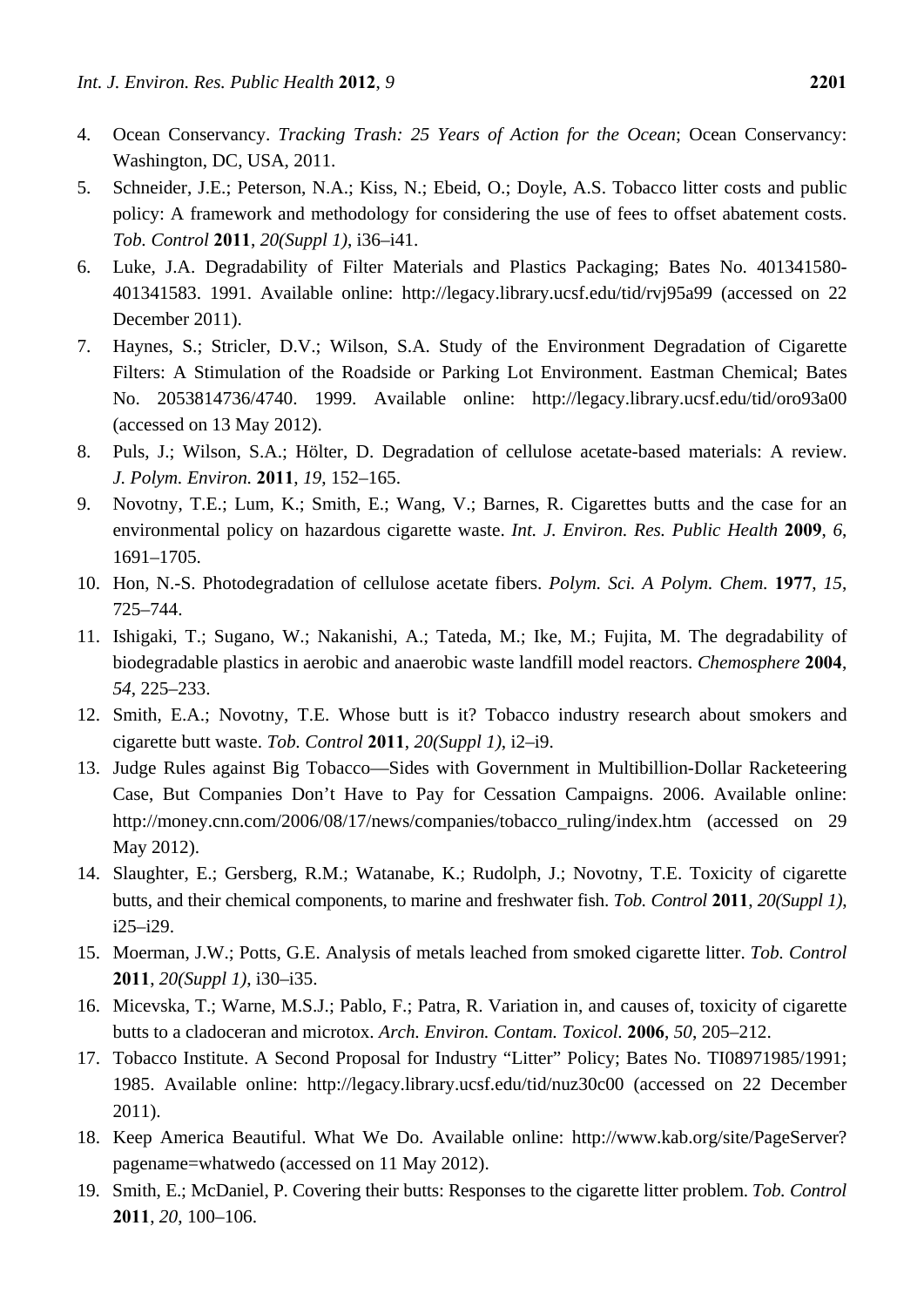4. Ocean Conservancy. *Tracking Trash: 25 Years of Action for the Ocean*; Ocean Conservancy: Washington, DC, USA, 2011.
5. Schneider, J.E.; Peterson, N.A.; Kiss, N.; Ebeid, O.; Doyle, A.S. Tobacco litter costs and public policy: A framework and methodology for considering the use of fees to offset abatement costs. *Tob. Control* **2011**, *20(Suppl 1)*, i36–i41.
6. Luke, J.A. Degradability of Filter Materials and Plastics Packaging; Bates No. 401341580-401341583. 1991. Available online: http://legacy.library.ucsf.edu/tid/rvj95a99 (accessed on 22 December 2011).
7. Haynes, S.; Stricler, D.V.; Wilson, S.A. Study of the Environment Degradation of Cigarette Filters: A Stimulation of the Roadside or Parking Lot Environment. Eastman Chemical; Bates No. 2053814736/4740. 1999. Available online: http://legacy.library.ucsf.edu/tid/oro93a00 (accessed on 13 May 2012).
8. Puls, J.; Wilson, S.A.; Hölter, D. Degradation of cellulose acetate-based materials: A review. *J. Polym. Environ.* **2011**, *19*, 152–165.
9. Novotny, T.E.; Lum, K.; Smith, E.; Wang, V.; Barnes, R. Cigarettes butts and the case for an environmental policy on hazardous cigarette waste. *Int. J. Environ. Res. Public Health* **2009**, *6*, 1691–1705.
10. Hon, N.-S. Photodegradation of cellulose acetate fibers. *Polym. Sci. A Polym. Chem.* **1977**, *15*, 725–744.
11. Ishigaki, T.; Sugano, W.; Nakanishi, A.; Tateda, M.; Ike, M.; Fujita, M. The degradability of biodegradable plastics in aerobic and anaerobic waste landfill model reactors. *Chemosphere* **2004**, *54*, 225–233.
12. Smith, E.A.; Novotny, T.E. Whose butt is it? Tobacco industry research about smokers and cigarette butt waste. *Tob. Control* **2011**, *20(Suppl 1)*, i2–i9.
13. Judge Rules against Big Tobacco—Sides with Government in Multibillion-Dollar Racketeering Case, But Companies Don't Have to Pay for Cessation Campaigns. 2006. Available online: http://money.cnn.com/2006/08/17/news/companies/tobacco_ruling/index.htm (accessed on 29 May 2012).
14. Slaughter, E.; Gersberg, R.M.; Watanabe, K.; Rudolph, J.; Novotny, T.E. Toxicity of cigarette butts, and their chemical components, to marine and freshwater fish. *Tob. Control* **2011**, *20(Suppl 1)*, i25–i29.
15. Moerman, J.W.; Potts, G.E. Analysis of metals leached from smoked cigarette litter. *Tob. Control* **2011**, *20(Suppl 1)*, i30–i35.
16. Micevska, T.; Warne, M.S.J.; Pablo, F.; Patra, R. Variation in, and causes of, toxicity of cigarette butts to a cladoceran and microtox. *Arch. Environ. Contam. Toxicol.* **2006**, *50*, 205–212.
17. Tobacco Institute. A Second Proposal for Industry "Litter" Policy; Bates No. TI08971985/1991; 1985. Available online: http://legacy.library.ucsf.edu/tid/nuz30c00 (accessed on 22 December 2011).
18. Keep America Beautiful. What We Do. Available online: http://www.kab.org/site/PageServer?pagename=whatwedo (accessed on 11 May 2012).
19. Smith, E.; McDaniel, P. Covering their butts: Responses to the cigarette litter problem. *Tob. Control* **2011**, *20*, 100–106.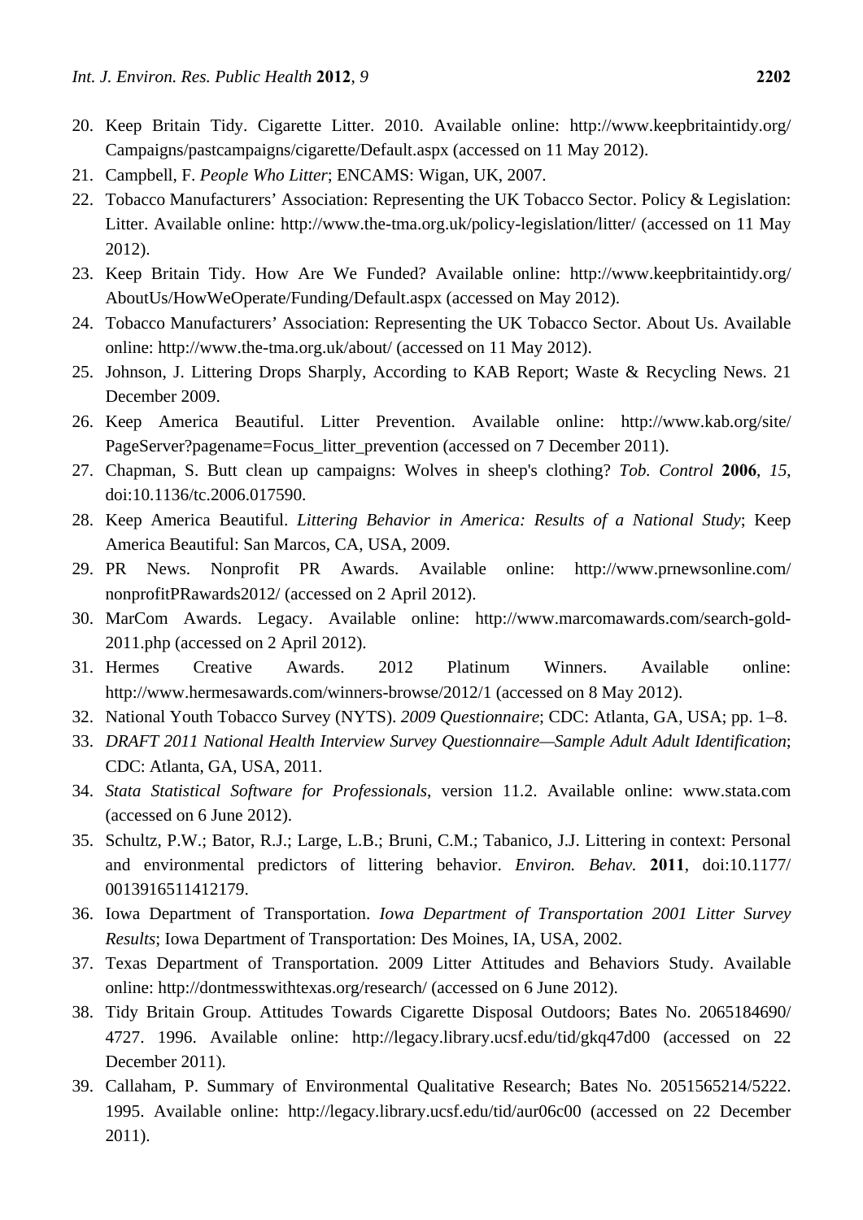20. Keep Britain Tidy. Cigarette Litter. 2010. Available online: http://www.keepbritaintidy.org/Campaigns/pastcampaigns/cigarette/Default.aspx (accessed on 11 May 2012).
21. Campbell, F. *People Who Litter*; ENCAMS: Wigan, UK, 2007.
22. Tobacco Manufacturers' Association: Representing the UK Tobacco Sector. Policy & Legislation: Litter. Available online: http://www.the-tma.org.uk/policy-legislation/litter/ (accessed on 11 May 2012).
23. Keep Britain Tidy. How Are We Funded? Available online: http://www.keepbritaintidy.org/AboutUs/HowWeOperate/Funding/Default.aspx (accessed on May 2012).
24. Tobacco Manufacturers' Association: Representing the UK Tobacco Sector. About Us. Available online: http://www.the-tma.org.uk/about/ (accessed on 11 May 2012).
25. Johnson, J. Littering Drops Sharply, According to KAB Report; Waste & Recycling News. 21 December 2009.
26. Keep America Beautiful. Litter Prevention. Available online: http://www.kab.org/site/PageServer?pagename=Focus_litter_prevention (accessed on 7 December 2011).
27. Chapman, S. Butt clean up campaigns: Wolves in sheep's clothing? *Tob. Control* **2006**, *15*, doi:10.1136/tc.2006.017590.
28. Keep America Beautiful. *Littering Behavior in America: Results of a National Study*; Keep America Beautiful: San Marcos, CA, USA, 2009.
29. PR News. Nonprofit PR Awards. Available online: http://www.prnewsonline.com/nonprofitPRawards2012/ (accessed on 2 April 2012).
30. MarCom Awards. Legacy. Available online: http://www.marcomawards.com/search-gold-2011.php (accessed on 2 April 2012).
31. Hermes Creative Awards. 2012 Platinum Winners. Available online: http://www.hermesawards.com/winners-browse/2012/1 (accessed on 8 May 2012).
32. National Youth Tobacco Survey (NYTS). *2009 Questionnaire*; CDC: Atlanta, GA, USA; pp. 1–8.
33. *DRAFT 2011 National Health Interview Survey Questionnaire—Sample Adult Adult Identification*; CDC: Atlanta, GA, USA, 2011.
34. *Stata Statistical Software for Professionals*, version 11.2. Available online: www.stata.com (accessed on 6 June 2012).
35. Schultz, P.W.; Bator, R.J.; Large, L.B.; Bruni, C.M.; Tabanico, J.J. Littering in context: Personal and environmental predictors of littering behavior. *Environ. Behav.* **2011**, doi:10.1177/0013916511412179.
36. Iowa Department of Transportation. *Iowa Department of Transportation 2001 Litter Survey Results*; Iowa Department of Transportation: Des Moines, IA, USA, 2002.
37. Texas Department of Transportation. 2009 Litter Attitudes and Behaviors Study. Available online: http://dontmesswithtexas.org/research/ (accessed on 6 June 2012).
38. Tidy Britain Group. Attitudes Towards Cigarette Disposal Outdoors; Bates No. 2065184690/4727. 1996. Available online: http://legacy.library.ucsf.edu/tid/gkq47d00 (accessed on 22 December 2011).
39. Callaham, P. Summary of Environmental Qualitative Research; Bates No. 2051565214/5222. 1995. Available online: http://legacy.library.ucsf.edu/tid/aur06c00 (accessed on 22 December 2011).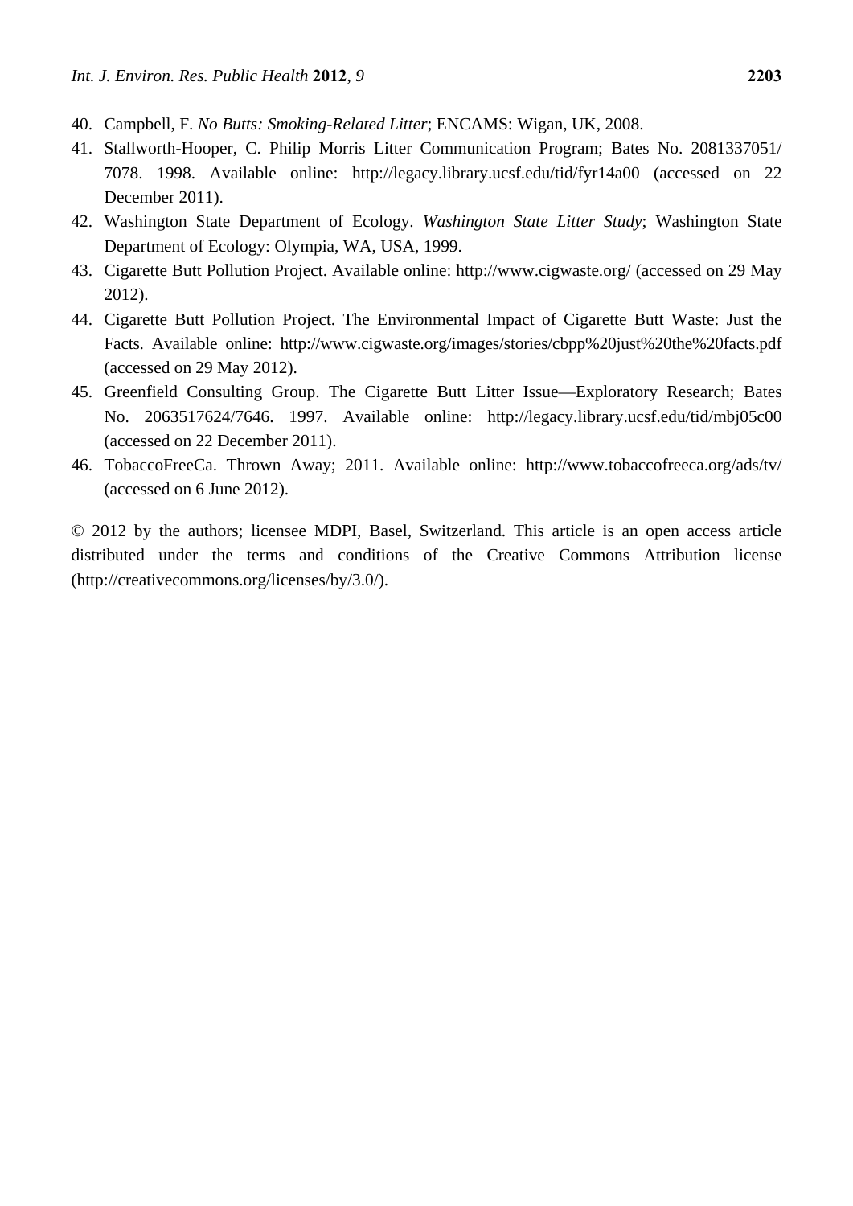40. Campbell, F. *No Butts: Smoking-Related Litter*; ENCAMS: Wigan, UK, 2008.
41. Stallworth-Hooper, C. Philip Morris Litter Communication Program; Bates No. 2081337051/7078. 1998. Available online: http://legacy.library.ucsf.edu/tid/fyr14a00 (accessed on 22 December 2011).
42. Washington State Department of Ecology. *Washington State Litter Study*; Washington State Department of Ecology: Olympia, WA, USA, 1999.
43. Cigarette Butt Pollution Project. Available online: http://www.cigwaste.org/ (accessed on 29 May 2012).
44. Cigarette Butt Pollution Project. The Environmental Impact of Cigarette Butt Waste: Just the Facts. Available online: http://www.cigwaste.org/images/stories/cbpp%20just%20the%20facts.pdf (accessed on 29 May 2012).
45. Greenfield Consulting Group. The Cigarette Butt Litter Issue—Exploratory Research; Bates No. 2063517624/7646. 1997. Available online: http://legacy.library.ucsf.edu/tid/mbj05c00 (accessed on 22 December 2011).
46. TobaccoFreeCa. Thrown Away; 2011. Available online: http://www.tobaccofreeca.org/ads/tv/ (accessed on 6 June 2012).

© 2012 by the authors; licensee MDPI, Basel, Switzerland. This article is an open access article distributed under the terms and conditions of the Creative Commons Attribution license (http://creativecommons.org/licenses/by/3.0/).